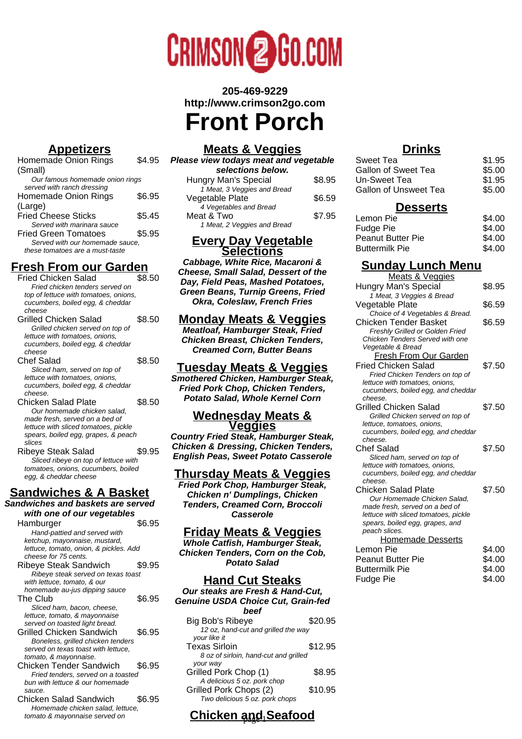CRIMSON2GO.COM

**205-469-9229**
**http://www.crimson2go.com**

# Front Porch

## Appetizers

| Item | Price |
| --- | --- |
| Homemade Onion Rings (Small) | $4.95 |
| *Our famous homemade onion rings served with ranch dressing* | |
| Homemade Onion Rings (Large) | $6.95 |
| Fried Cheese Sticks | $5.45 |
| *Served with marinara sauce* | |
| Fried Green Tomatoes | $5.95 |
| *Served with our homemade sauce, these tomatoes are a must-taste* | |

## Fresh From our Garden

| Item | Price |
| --- | --- |
| Fried Chicken Salad | $8.50 |
| *Fried chicken tenders served on top of lettuce with tomatoes, onions, cucumbers, boiled egg, & cheddar cheese* | |
| Grilled Chicken Salad | $8.50 |
| *Grilled chicken served on top of lettuce with tomatoes, onions, cucumbers, boiled egg, & cheddar cheese* | |
| Chef Salad | $8.50 |
| *Sliced ham, served on top of lettuce with tomatoes, onions, cucumbers, boiled egg, & cheddar cheese.* | |
| Chicken Salad Plate | $8.50 |
| *Our homemade chicken salad, made fresh, served on a bed of lettuce with sliced tomatoes, pickle spears, boiled egg, grapes, & peach slices* | |
| Ribeye Steak Salad | $9.95 |
| *Sliced ribeye on top of lettuce with tomatoes, onions, cucumbers, boiled egg, & cheddar cheese* | |

## Sandwiches & A Basket

**Sandwiches and baskets are served with one of our vegetables**

| Item | Price |
| --- | --- |
| Hamburger | $6.95 |
| *Hand-pattied and served with ketchup, mayonnaise, mustard, lettuce, tomato, onion, & pickles. Add cheese for 75 cents.* | |
| Ribeye Steak Sandwich | $9.95 |
| *Ribeye steak served on texas toast with lettuce, & our homemade au-jus dipping sauce* | |
| The Club | $6.95 |
| *Sliced ham, bacon, cheese, lettuce, tomato, & mayonnaise served on toasted light bread.* | |
| Grilled Chicken Sandwich | $6.95 |
| *Boneless, grilled chicken tenders served on texas toast with lettuce, tomato, & mayonnaise.* | |
| Chicken Tender Sandwich | $6.95 |
| *Fried tenders, served on a toasted bun with lettuce & our homemade sauce.* | |
| Chicken Salad Sandwich | $6.95 |
| *Homemade chicken salad, lettuce, tomato & mayonnaise served on* | |

## Meats & Veggies

**Please view todays meat and vegetable selections below.**

| Item | Price |
| --- | --- |
| Hungry Man's Special | $8.95 |
| *1 Meat, 3 Veggies and Bread* | |
| Vegetable Plate | $6.59 |
| *4 Vegetables and Bread* | |
| Meat & Two | $7.95 |
| *1 Meat, 2 Veggies and Bread* | |

## Every Day Vegetable Selections

**Cabbage, White Rice, Macaroni & Cheese, Small Salad, Dessert of the Day, Field Peas, Mashed Potatoes, Green Beans, Turnip Greens, Fried Okra, Coleslaw, French Fries**

## Monday Meats & Veggies

**Meatloaf, Hamburger Steak, Fried Chicken Breast, Chicken Tenders, Creamed Corn, Butter Beans**

## Tuesday Meats & Veggies

**Smothered Chicken, Hamburger Steak, Fried Pork Chop, Chicken Tenders, Potato Salad, Whole Kernel Corn**

## Wednesday Meats & Veggies

**Country Fried Steak, Hamburger Steak, Chicken & Dressing, Chicken Tenders, English Peas, Sweet Potato Casserole**

## Thursday Meats & Veggies

**Fried Pork Chop, Hamburger Steak, Chicken n' Dumplings, Chicken Tenders, Creamed Corn, Broccoli Casserole**

## Friday Meats & Veggies

**Whole Catfish, Hamburger Steak, Chicken Tenders, Corn on the Cob, Potato Salad**

## Hand Cut Steaks

**Our steaks are Fresh & Hand-Cut, Genuine USDA Choice Cut, Grain-fed beef**

| Item | Price |
| --- | --- |
| Big Bob's Ribeye | $20.95 |
| *12 oz, hand-cut and grilled the way your like it* | |
| Texas Sirloin | $12.95 |
| *8 oz of sirloin, hand-cut and grilled your way* | |
| Grilled Pork Chop (1) | $8.95 |
| *A delicious 5 oz. pork chop* | |
| Grilled Pork Chops (2) | $10.95 |
| *Two delicious 5 oz. pork chops* | |

## Chicken and Seafood

## Drinks

| Item | Price |
| --- | --- |
| Sweet Tea | $1.95 |
| Gallon of Sweet Tea | $5.00 |
| Un-Sweet Tea | $1.95 |
| Gallon of Unsweet Tea | $5.00 |

## Desserts

| Item | Price |
| --- | --- |
| Lemon Pie | $4.00 |
| Fudge Pie | $4.00 |
| Peanut Butter Pie | $4.00 |
| Buttermilk Pie | $4.00 |

## Sunday Lunch Menu

### Meats & Veggies

| Item | Price |
| --- | --- |
| Hungry Man's Special | $8.95 |
| *1 Meat, 3 Veggies & Bread* | |
| Vegetable Plate | $6.59 |
| *Choice of 4 Vegetables & Bread.* | |
| Chicken Tender Basket | $6.59 |
| *Freshly Grilled or Golden Fried Chicken Tenders Served with one Vegetable & Bread* | |

### Fresh From Our Garden

| Item | Price |
| --- | --- |
| Fried Chicken Salad | $7.50 |
| *Fried Chicken Tenders on top of lettuce with tomatoes, onions, cucumbers, boiled egg, and cheddar cheese.* | |
| Grilled Chicken Salad | $7.50 |
| *Grilled Chicken served on top of lettuce, tomatoes, onions, cucumbers, boiled egg, and cheddar cheese.* | |
| Chef Salad | $7.50 |
| *Sliced ham, served on top of lettuce with tomatoes, onions, cucumbers, boiled egg, and cheddar cheese.* | |
| Chicken Salad Plate | $7.50 |
| *Our Homemade Chicken Salad, made fresh, served on a bed of lettuce with sliced tomatoes, pickle spears, boiled egg, grapes, and peach slices.* | |

### Homemade Desserts

| Item | Price |
| --- | --- |
| Lemon Pie | $4.00 |
| Peanut Butter Pie | $4.00 |
| Buttermilk Pie | $4.00 |
| Fudge Pie | $4.00 |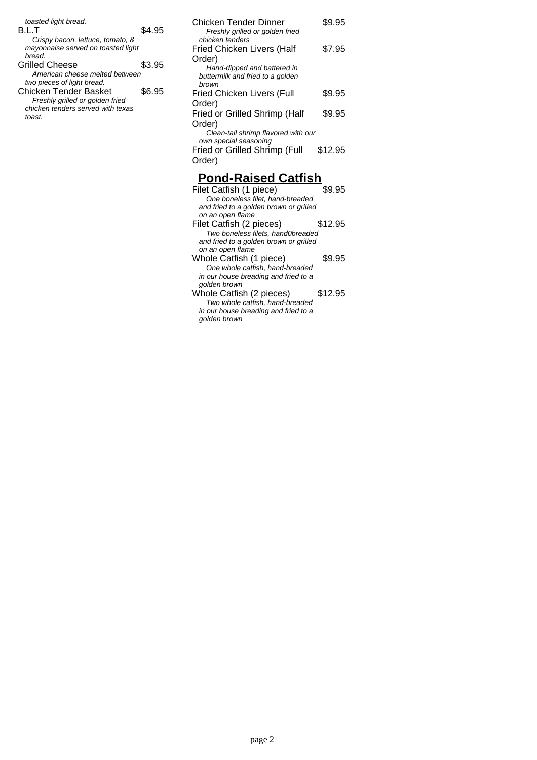*toasted light bread.*

B.L.T $4.95

*Crispy bacon, lettuce, tomato, & mayonnaise served on toasted light bread.*

Grilled Cheese $3.95

*American cheese melted between two pieces of light bread.*

Chicken Tender Basket $6.95

*Freshly grilled or golden fried chicken tenders served with texas toast.*

Chicken Tender Dinner $9.95

*Freshly grilled or golden fried chicken tenders*

Fried Chicken Livers (Half Order) $7.95

*Hand-dipped and battered in buttermilk and fried to a golden brown*

Fried Chicken Livers (Full Order) $9.95

Fried or Grilled Shrimp (Half Order) $9.95

*Clean-tail shrimp flavored with our own special seasoning*

Fried or Grilled Shrimp (Full Order) $12.95

## Pond-Raised Catfish

Filet Catfish (1 piece) $9.95

*One boneless filet, hand-breaded and fried to a golden brown or grilled on an open flame*

Filet Catfish (2 pieces) $12.95

*Two boneless filets, hand0breaded and fried to a golden brown or grilled on an open flame*

Whole Catfish (1 piece) $9.95

*One whole catfish, hand-breaded in our house breading and fried to a golden brown*

Whole Catfish (2 pieces) $12.95

*Two whole catfish, hand-breaded in our house breading and fried to a golden brown*